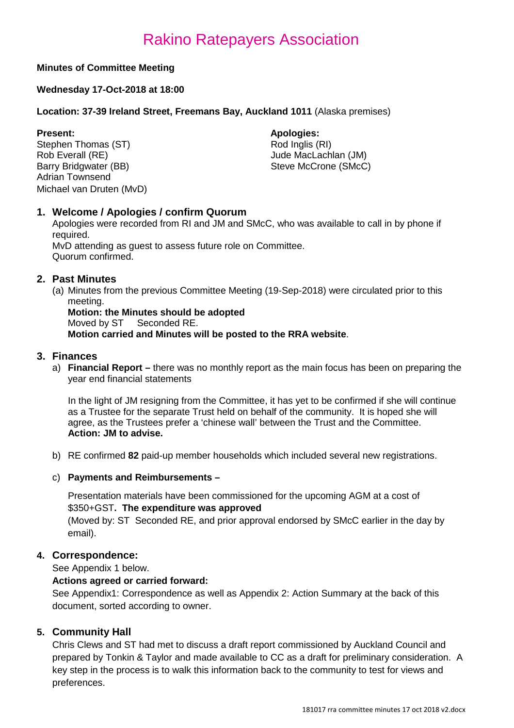# Rakino Ratepayers Association

**Minutes of Committee Meeting**

**Wednesday 17-Oct-2018 at 18:00**

**Location: 37-39 Ireland Street, Freemans Bay, Auckland 1011** (Alaska premises)

**Present:**
Stephen Thomas (ST)
Rob Everall (RE)
Barry Bridgwater (BB)
Adrian Townsend
Michael van Druten (MvD)

**Apologies:**
Rod Inglis (RI)
Jude MacLachlan (JM)
Steve McCrone (SMcC)

## 1. Welcome / Apologies / confirm Quorum

Apologies were recorded from RI and JM and SMcC, who was available to call in by phone if required.
MvD attending as guest to assess future role on Committee.
Quorum confirmed.

## 2. Past Minutes

(a) Minutes from the previous Committee Meeting (19-Sep-2018) were circulated prior to this meeting.
**Motion: the Minutes should be adopted**
Moved by ST Seconded RE.
**Motion carried and Minutes will be posted to the RRA website**.

## 3. Finances

a) **Financial Report –** there was no monthly report as the main focus has been on preparing the year end financial statements

In the light of JM resigning from the Committee, it has yet to be confirmed if she will continue as a Trustee for the separate Trust held on behalf of the community. It is hoped she will agree, as the Trustees prefer a 'chinese wall' between the Trust and the Committee.
**Action: JM to advise.**

b) RE confirmed **82** paid-up member households which included several new registrations.

c) **Payments and Reimbursements –**

Presentation materials have been commissioned for the upcoming AGM at a cost of $350+GST**. The expenditure was approved**
(Moved by: ST Seconded RE, and prior approval endorsed by SMcC earlier in the day by email).

## 4. Correspondence:

See Appendix 1 below.

**Actions agreed or carried forward:**

See Appendix1: Correspondence as well as Appendix 2: Action Summary at the back of this document, sorted according to owner.

## 5. Community Hall

Chris Clews and ST had met to discuss a draft report commissioned by Auckland Council and prepared by Tonkin & Taylor and made available to CC as a draft for preliminary consideration. A key step in the process is to walk this information back to the community to test for views and preferences.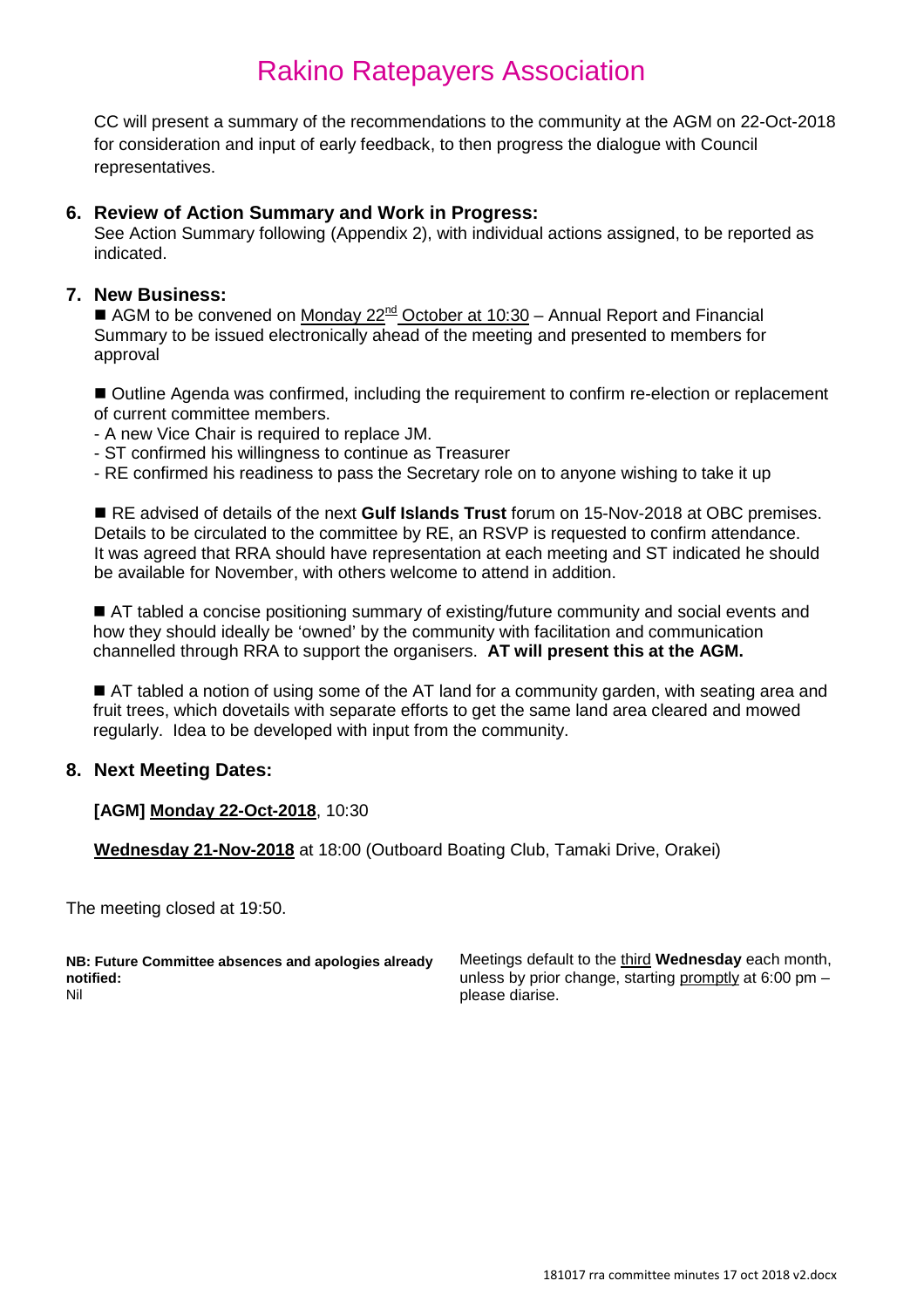CC will present a summary of the recommendations to the community at the AGM on 22-Oct-2018 for consideration and input of early feedback, to then progress the dialogue with Council representatives.

## 6. Review of Action Summary and Work in Progress:

See Action Summary following (Appendix 2), with individual actions assigned, to be reported as indicated.

## 7. New Business:

■ AGM to be convened on Monday 22nd October at 10:30 – Annual Report and Financial Summary to be issued electronically ahead of the meeting and presented to members for approval

■ Outline Agenda was confirmed, including the requirement to confirm re-election or replacement of current committee members.
- A new Vice Chair is required to replace JM.
- ST confirmed his willingness to continue as Treasurer
- RE confirmed his readiness to pass the Secretary role on to anyone wishing to take it up

■ RE advised of details of the next **Gulf Islands Trust** forum on 15-Nov-2018 at OBC premises. Details to be circulated to the committee by RE, an RSVP is requested to confirm attendance. It was agreed that RRA should have representation at each meeting and ST indicated he should be available for November, with others welcome to attend in addition.

■ AT tabled a concise positioning summary of existing/future community and social events and how they should ideally be 'owned' by the community with facilitation and communication channelled through RRA to support the organisers. **AT will present this at the AGM.**

■ AT tabled a notion of using some of the AT land for a community garden, with seating area and fruit trees, which dovetails with separate efforts to get the same land area cleared and mowed regularly. Idea to be developed with input from the community.

## 8. Next Meeting Dates:

**[AGM] Monday 22-Oct-2018**, 10:30

**Wednesday 21-Nov-2018** at 18:00 (Outboard Boating Club, Tamaki Drive, Orakei)

The meeting closed at 19:50.

**NB: Future Committee absences and apologies already notified:**
Nil

Meetings default to the third **Wednesday** each month, unless by prior change, starting promptly at 6:00 pm – please diarise.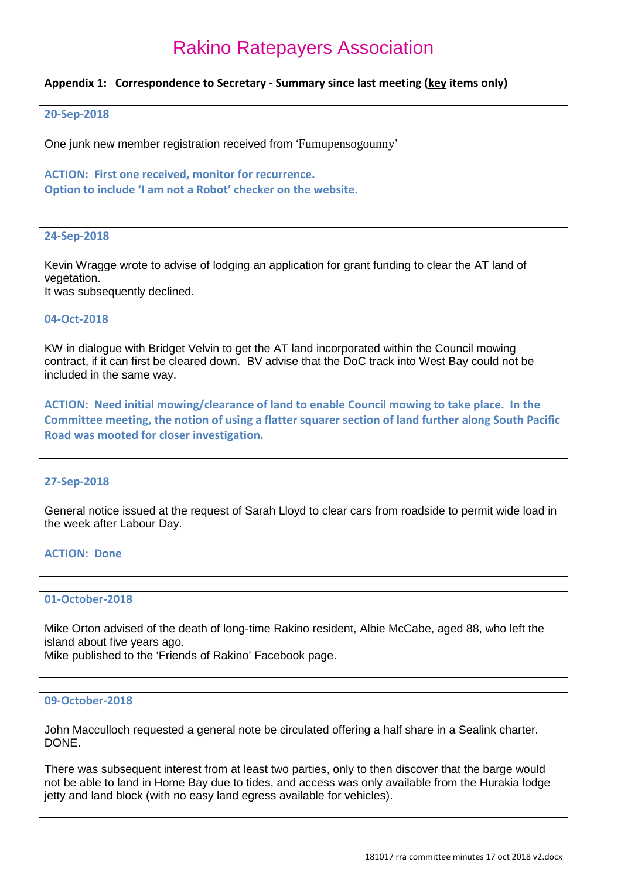# Rakino Ratepayers Association

**Appendix 1: Correspondence to Secretary - Summary since last meeting (key items only)**

**20-Sep-2018**

One junk new member registration received from 'Fumupensogounny'

**ACTION: First one received, monitor for recurrence.**
**Option to include 'I am not a Robot' checker on the website.**

**24-Sep-2018**

Kevin Wragge wrote to advise of lodging an application for grant funding to clear the AT land of vegetation.
It was subsequently declined.

**04-Oct-2018**

KW in dialogue with Bridget Velvin to get the AT land incorporated within the Council mowing contract, if it can first be cleared down. BV advise that the DoC track into West Bay could not be included in the same way.

**ACTION: Need initial mowing/clearance of land to enable Council mowing to take place. In the Committee meeting, the notion of using a flatter squarer section of land further along South Pacific Road was mooted for closer investigation.**

**27-Sep-2018**

General notice issued at the request of Sarah Lloyd to clear cars from roadside to permit wide load in the week after Labour Day.

**ACTION: Done**

**01-October-2018**

Mike Orton advised of the death of long-time Rakino resident, Albie McCabe, aged 88, who left the island about five years ago.
Mike published to the 'Friends of Rakino' Facebook page.

**09-October-2018**

John Macculloch requested a general note be circulated offering a half share in a Sealink charter. DONE.

There was subsequent interest from at least two parties, only to then discover that the barge would not be able to land in Home Bay due to tides, and access was only available from the Hurakia lodge jetty and land block (with no easy land egress available for vehicles).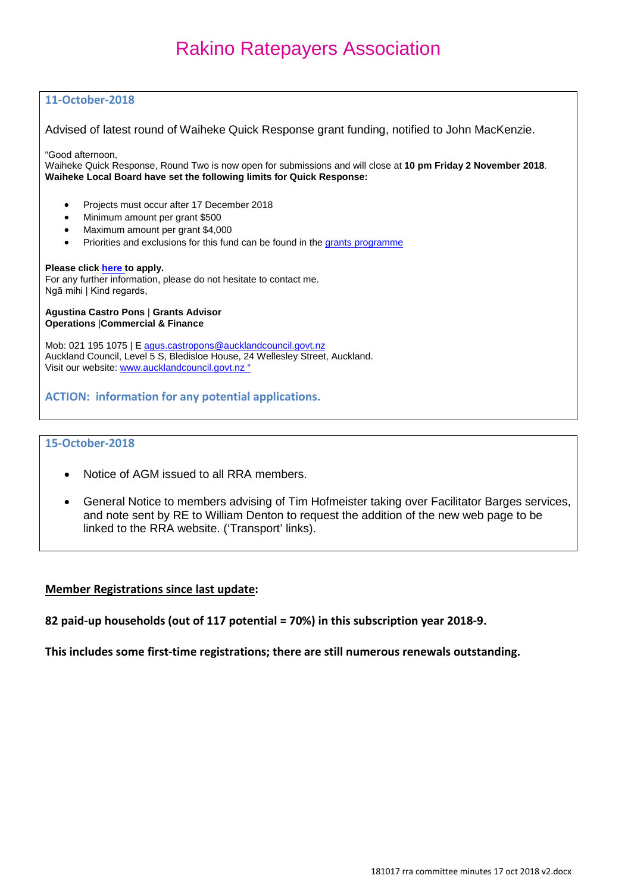# Rakino Ratepayers Association

### 11-October-2018

Advised of latest round of Waiheke Quick Response grant funding, notified to John MacKenzie.

"Good afternoon,
Waiheke Quick Response, Round Two is now open for submissions and will close at **10 pm Friday 2 November 2018**.
**Waiheke Local Board have set the following limits for Quick Response:**

- Projects must occur after 17 December 2018
- Minimum amount per grant $500
- Maximum amount per grant $4,000
- Priorities and exclusions for this fund can be found in the grants programme

**Please click here to apply.**
For any further information, please do not hesitate to contact me.
Ngā mihi | Kind regards,

**Agustina Castro Pons** | **Grants Advisor**
**Operations |Commercial & Finance**

Mob: 021 195 1075 | E agus.castropons@aucklandcouncil.govt.nz
Auckland Council, Level 5 S, Bledisloe House, 24 Wellesley Street, Auckland.
Visit our website: www.aucklandcouncil.govt.nz "

**ACTION: information for any potential applications.**

### 15-October-2018

- Notice of AGM issued to all RRA members.
- General Notice to members advising of Tim Hofmeister taking over Facilitator Barges services, and note sent by RE to William Denton to request the addition of the new web page to be linked to the RRA website. ('Transport' links).

**Member Registrations since last update:**

**82 paid-up households (out of 117 potential = 70%) in this subscription year 2018-9.**

**This includes some first-time registrations; there are still numerous renewals outstanding.**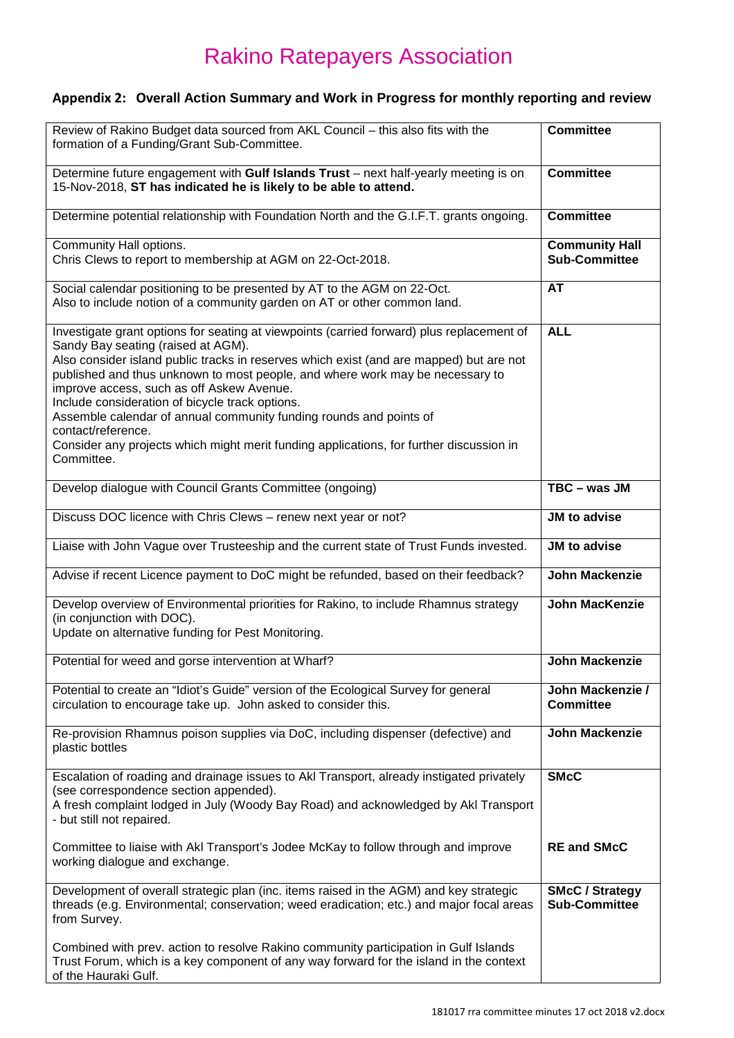# Rakino Ratepayers Association

## Appendix 2: Overall Action Summary and Work in Progress for monthly reporting and review

| Action | Responsible |
| --- | --- |
| Review of Rakino Budget data sourced from AKL Council – this also fits with the formation of a Funding/Grant Sub-Committee. | **Committee** |
| Determine future engagement with **Gulf Islands Trust** – next half-yearly meeting is on 15-Nov-2018, **ST has indicated he is likely to be able to attend.** | **Committee** |
| Determine potential relationship with Foundation North and the G.I.F.T. grants ongoing. | **Committee** |
| Community Hall options.<br>Chris Clews to report to membership at AGM on 22-Oct-2018. | **Community Hall Sub-Committee** |
| Social calendar positioning to be presented by AT to the AGM on 22-Oct.<br>Also to include notion of a community garden on AT or other common land. | **AT** |
| Investigate grant options for seating at viewpoints (carried forward) plus replacement of Sandy Bay seating (raised at AGM).<br>Also consider island public tracks in reserves which exist (and are mapped) but are not published and thus unknown to most people, and where work may be necessary to improve access, such as off Askew Avenue.<br>Include consideration of bicycle track options.<br>Assemble calendar of annual community funding rounds and points of contact/reference.<br>Consider any projects which might merit funding applications, for further discussion in Committee. | **ALL** |
| Develop dialogue with Council Grants Committee (ongoing) | **TBC – was JM** |
| Discuss DOC licence with Chris Clews – renew next year or not? | **JM to advise** |
| Liaise with John Vague over Trusteeship and the current state of Trust Funds invested. | **JM to advise** |
| Advise if recent Licence payment to DoC might be refunded, based on their feedback? | **John Mackenzie** |
| Develop overview of Environmental priorities for Rakino, to include Rhamnus strategy (in conjunction with DOC).<br>Update on alternative funding for Pest Monitoring. | **John MacKenzie** |
| Potential for weed and gorse intervention at Wharf? | **John Mackenzie** |
| Potential to create an "Idiot's Guide" version of the Ecological Survey for general circulation to encourage take up. John asked to consider this. | **John Mackenzie / Committee** |
| Re-provision Rhamnus poison supplies via DoC, including dispenser (defective) and plastic bottles | **John Mackenzie** |
| Escalation of roading and drainage issues to Akl Transport, already instigated privately (see correspondence section appended).<br>A fresh complaint lodged in July (Woody Bay Road) and acknowledged by Akl Transport - but still not repaired.<br><br>Committee to liaise with Akl Transport's Jodee McKay to follow through and improve working dialogue and exchange. | **SMcC**<br><br><br><br>**RE and SMcC** |
| Development of overall strategic plan (inc. items raised in the AGM) and key strategic threads (e.g. Environmental; conservation; weed eradication; etc.) and major focal areas from Survey.<br><br>Combined with prev. action to resolve Rakino community participation in Gulf Islands Trust Forum, which is a key component of any way forward for the island in the context of the Hauraki Gulf. | **SMcC / Strategy Sub-Committee** |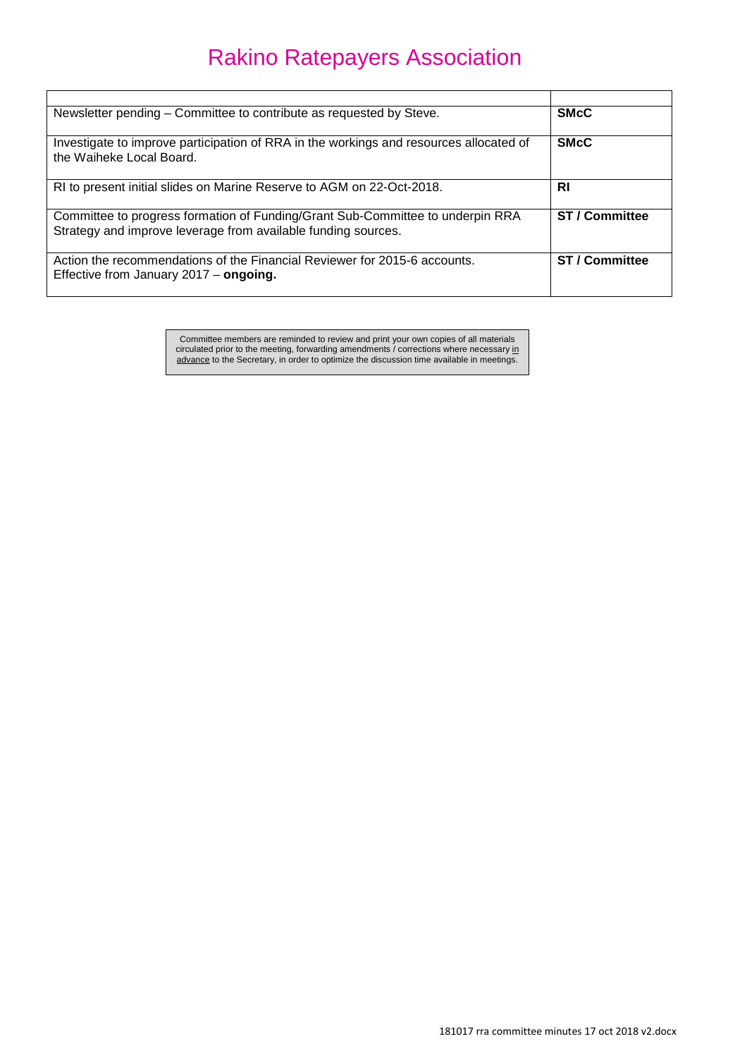# Rakino Ratepayers Association

| | |
|---|---|
| Newsletter pending – Committee to contribute as requested by Steve. | **SMcC** |
| Investigate to improve participation of RRA in the workings and resources allocated of the Waiheke Local Board. | **SMcC** |
| RI to present initial slides on Marine Reserve to AGM on 22-Oct-2018. | **RI** |
| Committee to progress formation of Funding/Grant Sub-Committee to underpin RRA Strategy and improve leverage from available funding sources. | **ST / Committee** |
| Action the recommendations of the Financial Reviewer for 2015-6 accounts. Effective from January 2017 – **ongoing.** | **ST / Committee** |

Committee members are reminded to review and print your own copies of all materials circulated prior to the meeting, forwarding amendments / corrections where necessary in advance to the Secretary, in order to optimize the discussion time available in meetings.